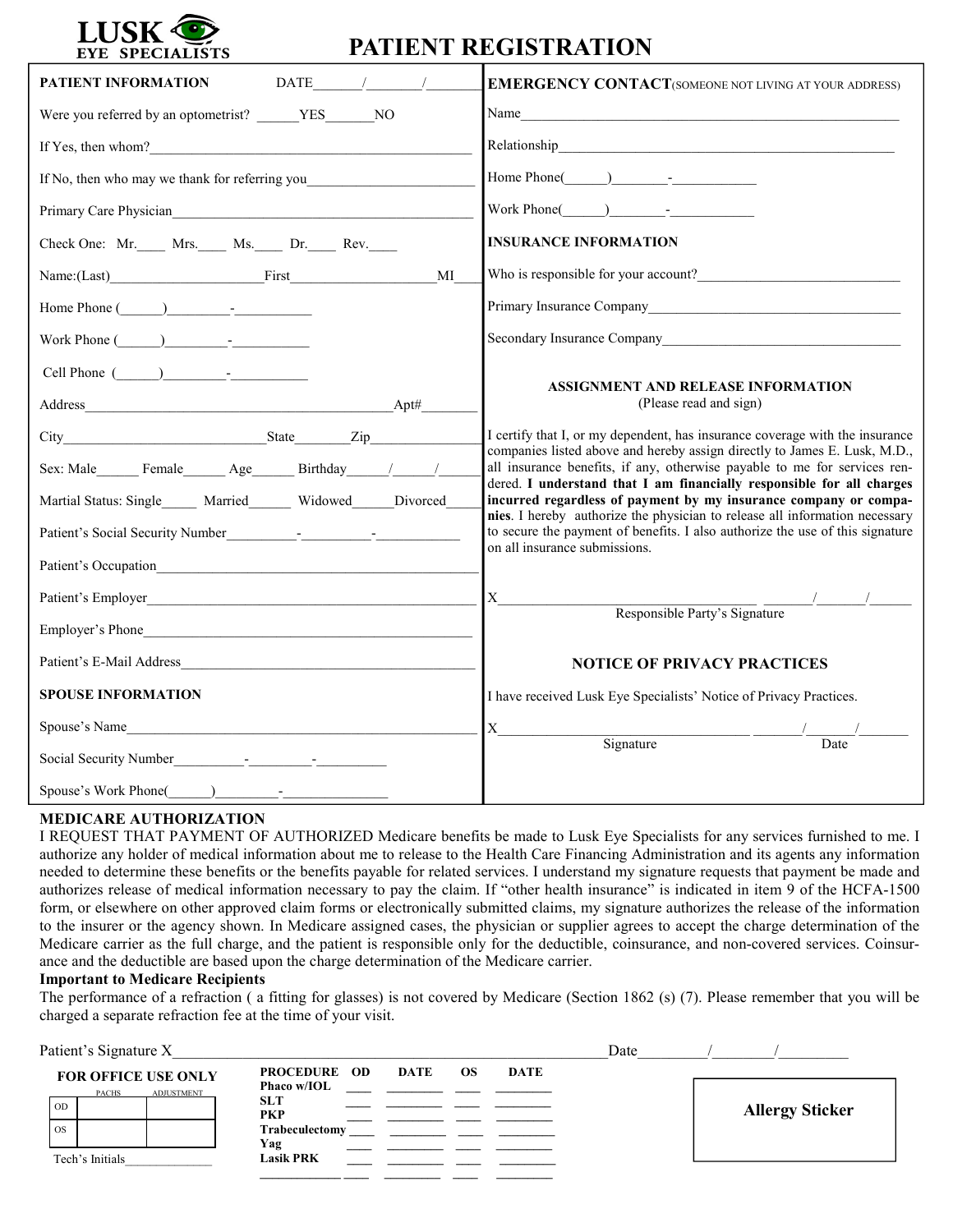**LUSK EYE SPECIALISTS**

# PATIENT REGISTRATION

## PATIENT INFORMATION

DATE______/_______/_______

Were you referred by an optometrist? ______YES_______NO

If Yes, then whom?_______________________________________________

If No, then who may we thank for referring you________________________

Primary Care Physician_____________________________________________

Check One: Mr.____ Mrs.____ Ms.____ Dr.____ Rev.____

Name:(Last)_____________________First____________________MI____

Home Phone (______)_________-___________

Work Phone (______)_________-___________

Cell Phone (______)_________-___________

Address_____________________________________________Apt#________

City_____________________________State________Zip________________

Sex: Male______ Female______ Age______ Birthday______/______/______

Martial Status: Single_____ Married______ Widowed______Divorced____

Patient's Social Security Number__________-__________-____________

Patient's Occupation________________________________________________

Patient's Employer_________________________________________________

Employer's Phone__________________________________________________

Patient's E-Mail Address____________________________________________

## SPOUSE INFORMATION

Spouse's Name_____________________________________________________

Social Security Number__________-_________-__________

Spouse's Work Phone(______)_________-_______________

## EMERGENCY CONTACT (SOMEONE NOT LIVING AT YOUR ADDRESS)

Name_____________________________________________________

Relationship_______________________________________________

Home Phone(______)________-____________

Work Phone(______)________-____________

## INSURANCE INFORMATION

Who is responsible for your account?_____________________________

Primary Insurance Company____________________________________

Secondary Insurance Company__________________________________

### ASSIGNMENT AND RELEASE INFORMATION

(Please read and sign)

I certify that I, or my dependent, has insurance coverage with the insurance companies listed above and hereby assign directly to James E. Lusk, M.D., all insurance benefits, if any, otherwise payable to me for services rendered. **I understand that I am financially responsible for all charges incurred regardless of payment by my insurance company or companies**. I hereby authorize the physician to release all information necessary to secure the payment of benefits. I also authorize the use of this signature on all insurance submissions.

X____________________________________ _______/_______/______

Responsible Party's Signature

### NOTICE OF PRIVACY PRACTICES

I have received Lusk Eye Specialists' Notice of Privacy Practices.

X_________________________________ _______/_______/_______

Signature Date

## MEDICARE AUTHORIZATION

I REQUEST THAT PAYMENT OF AUTHORIZED Medicare benefits be made to Lusk Eye Specialists for any services furnished to me. I authorize any holder of medical information about me to release to the Health Care Financing Administration and its agents any information needed to determine these benefits or the benefits payable for related services. I understand my signature requests that payment be made and authorizes release of medical information necessary to pay the claim. If "other health insurance" is indicated in item 9 of the HCFA-1500 form, or elsewhere on other approved claim forms or electronically submitted claims, my signature authorizes the release of the information to the insurer or the agency shown. In Medicare assigned cases, the physician or supplier agrees to accept the charge determination of the Medicare carrier as the full charge, and the patient is responsible only for the deductible, coinsurance, and non-covered services. Coinsurance and the deductible are based upon the charge determination of the Medicare carrier.

**Important to Medicare Recipients**

The performance of a refraction ( a fitting for glasses) is not covered by Medicare (Section 1862 (s) (7). Please remember that you will be charged a separate refraction fee at the time of your visit.

Patient's Signature X_____________________________________________________Date_________/________/_________

**FOR OFFICE USE ONLY**

| | PACHS | ADJUSTMENT |
|---|---|---|
| OD | | |
| OS | | |

Tech's Initials______________

| PROCEDURE | OD | DATE | OS | DATE |
|---|---|---|---|---|
| Phaco w/IOL | | | | |
| SLT | | | | |
| PKP | | | | |
| Trabeculectomy | | | | |
| Yag | | | | |
| Lasik PRK | | | | |
| | | | | |

**Allergy Sticker**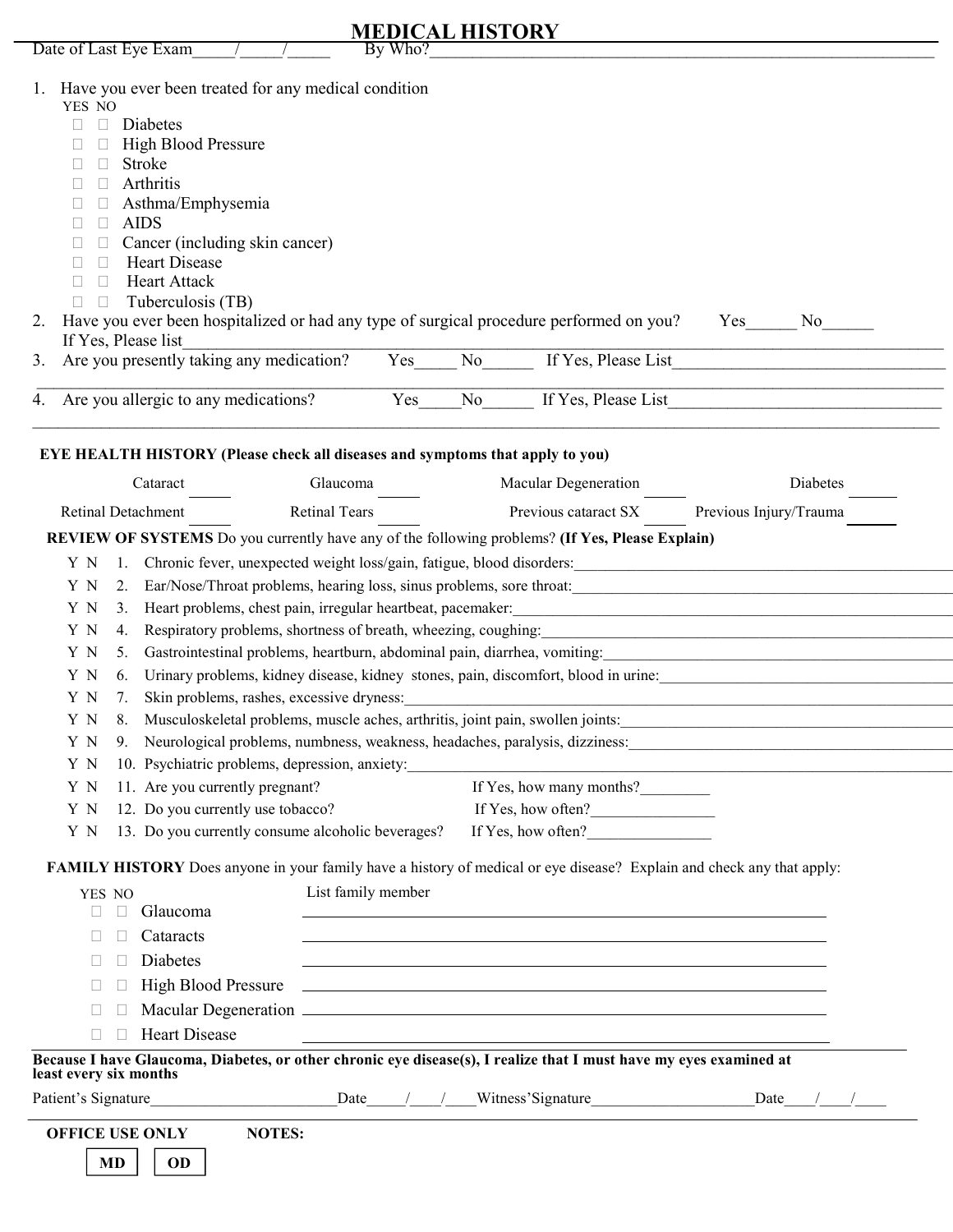# MEDICAL HISTORY

Date of Last Eye Exam\_\_\_\_\_/\_\_\_\_\_/\_\_\_\_\_ By Who?\_\_\_\_\_\_\_\_\_\_\_\_\_\_\_\_\_\_\_\_\_\_\_\_\_\_\_\_\_\_\_\_\_\_\_\_\_\_\_\_

1. Have you ever been treated for any medical condition

| YES | NO | |
|---|---|---|
| ☐ | ☐ | Diabetes |
| ☐ | ☐ | High Blood Pressure |
| ☐ | ☐ | Stroke |
| ☐ | ☐ | Arthritis |
| ☐ | ☐ | Asthma/Emphysemia |
| ☐ | ☐ | AIDS |
| ☐ | ☐ | Cancer (including skin cancer) |
| ☐ | ☐ | Heart Disease |
| ☐ | ☐ | Heart Attack |
| ☐ | ☐ | Tuberculosis (TB) |

2. Have you ever been hospitalized or had any type of surgical procedure performed on you? Yes\_\_\_\_\_\_ No\_\_\_\_\_\_
   If Yes, Please list\_\_\_\_\_\_\_\_\_\_\_\_\_\_\_\_\_\_\_\_\_\_\_\_\_\_\_\_\_\_\_\_\_\_\_\_\_\_\_\_
3. Are you presently taking any medication? Yes\_\_\_\_\_ No\_\_\_\_\_\_ If Yes, Please List\_\_\_\_\_\_\_\_\_\_\_\_\_\_\_\_\_\_\_\_\_\_\_\_\_\_\_\_\_\_\_\_
4. Are you allergic to any medications? Yes\_\_\_\_\_No\_\_\_\_\_\_ If Yes, Please List\_\_\_\_\_\_\_\_\_\_\_\_\_\_\_\_\_\_\_\_\_\_\_\_\_\_\_\_\_\_\_\_

**EYE HEALTH HISTORY (Please check all diseases and symptoms that apply to you)**

Cataract \_\_\_\_\_ Glaucoma \_\_\_\_\_ Macular Degeneration \_\_\_\_\_ Diabetes \_\_\_\_\_

Retinal Detachment \_\_\_\_\_ Retinal Tears \_\_\_\_\_ Previous cataract SX \_\_\_\_\_ Previous Injury/Trauma \_\_\_\_\_

**REVIEW OF SYSTEMS** Do you currently have any of the following problems? **(If Yes, Please Explain)**

Y N 1. Chronic fever, unexpected weight loss/gain, fatigue, blood disorders:\_\_\_\_\_\_\_\_\_\_\_\_\_\_\_\_\_\_\_\_

Y N 2. Ear/Nose/Throat problems, hearing loss, sinus problems, sore throat:\_\_\_\_\_\_\_\_\_\_\_\_\_\_\_\_\_\_\_\_

Y N 3. Heart problems, chest pain, irregular heartbeat, pacemaker:\_\_\_\_\_\_\_\_\_\_\_\_\_\_\_\_\_\_\_\_

Y N 4. Respiratory problems, shortness of breath, wheezing, coughing:\_\_\_\_\_\_\_\_\_\_\_\_\_\_\_\_\_\_\_\_

Y N 5. Gastrointestinal problems, heartburn, abdominal pain, diarrhea, vomiting:\_\_\_\_\_\_\_\_\_\_\_\_\_\_\_\_\_\_\_\_

Y N 6. Urinary problems, kidney disease, kidney stones, pain, discomfort, blood in urine:\_\_\_\_\_\_\_\_\_\_\_\_\_\_\_\_\_\_\_\_

Y N 7. Skin problems, rashes, excessive dryness:\_\_\_\_\_\_\_\_\_\_\_\_\_\_\_\_\_\_\_\_

Y N 8. Musculoskeletal problems, muscle aches, arthritis, joint pain, swollen joints:\_\_\_\_\_\_\_\_\_\_\_\_\_\_\_\_\_\_\_\_

Y N 9. Neurological problems, numbness, weakness, headaches, paralysis, dizziness:\_\_\_\_\_\_\_\_\_\_\_\_\_\_\_\_\_\_\_\_

Y N 10. Psychiatric problems, depression, anxiety:\_\_\_\_\_\_\_\_\_\_\_\_\_\_\_\_\_\_\_\_

Y N 11. Are you currently pregnant? If Yes, how many months?\_\_\_\_\_\_\_\_\_

Y N 12. Do you currently use tobacco? If Yes, how often?\_\_\_\_\_\_\_\_\_\_\_\_\_\_\_\_

Y N 13. Do you currently consume alcoholic beverages? If Yes, how often?\_\_\_\_\_\_\_\_\_\_\_\_\_\_\_\_

**FAMILY HISTORY** Does anyone in your family have a history of medical or eye disease? Explain and check any that apply:

| YES | NO | | List family member |
|---|---|---|---|
| ☐ | ☐ | Glaucoma | |
| ☐ | ☐ | Cataracts | |
| ☐ | ☐ | Diabetes | |
| ☐ | ☐ | High Blood Pressure | |
| ☐ | ☐ | Macular Degeneration | |
| ☐ | ☐ | Heart Disease | |

**Because I have Glaucoma, Diabetes, or other chronic eye disease(s), I realize that I must have my eyes examined at least every six months**

Patient's Signature\_\_\_\_\_\_\_\_\_\_\_\_\_\_\_\_\_\_\_\_\_\_\_\_Date\_\_\_\_\_/\_\_\_\_/\_\_\_\_Witness'Signature\_\_\_\_\_\_\_\_\_\_\_\_\_\_\_\_\_\_\_\_\_\_Date\_\_\_\_/\_\_\_\_/\_\_\_\_

**OFFICE USE ONLY** **NOTES:**

**MD** **OD**